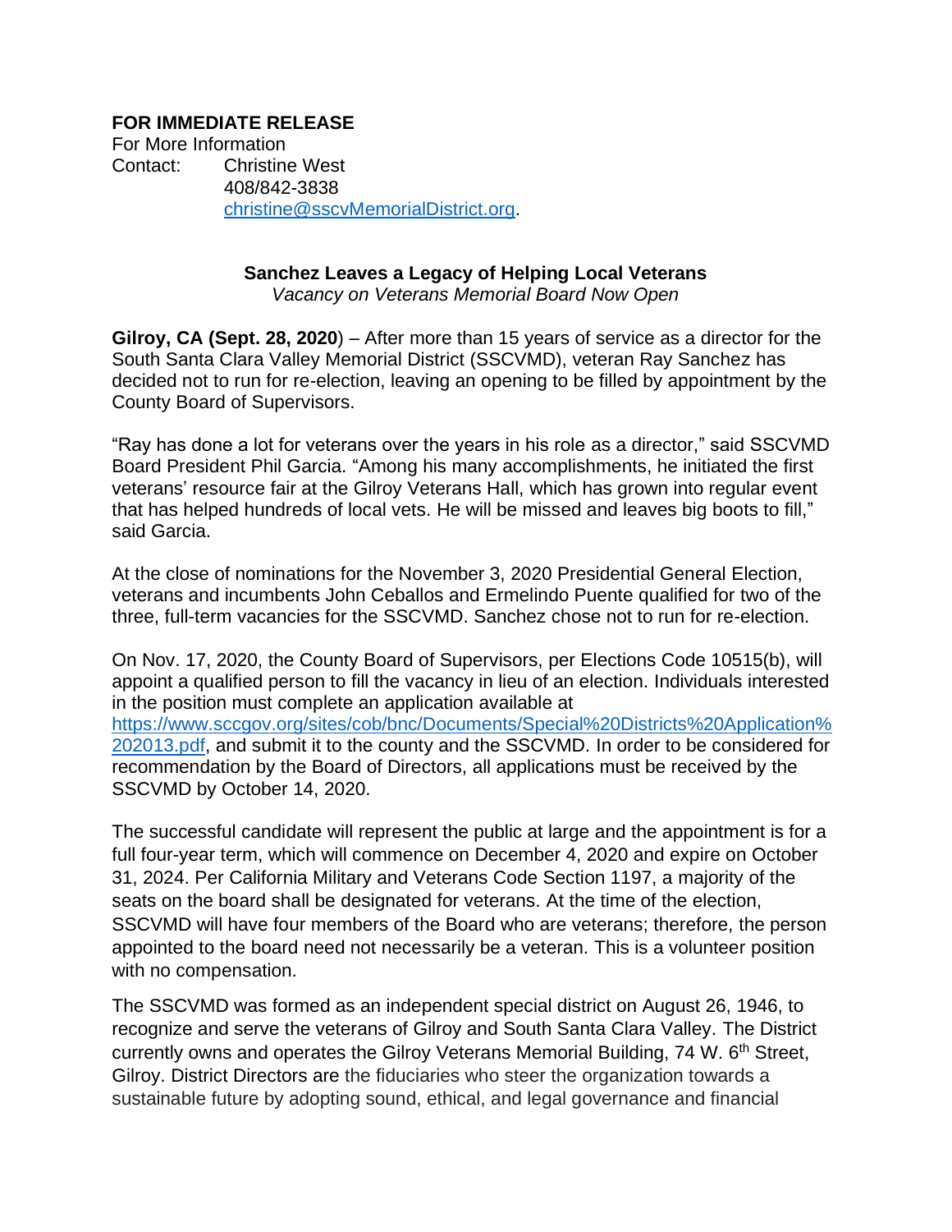**FOR IMMEDIATE RELEASE**

For More Information
Contact: Christine West
408/842-3838
christine@sscvMemorialDistrict.org.

**Sanchez Leaves a Legacy of Helping Local Veterans**

*Vacancy on Veterans Memorial Board Now Open*

**Gilroy, CA (Sept. 28, 2020**) – After more than 15 years of service as a director for the South Santa Clara Valley Memorial District (SSCVMD), veteran Ray Sanchez has decided not to run for re-election, leaving an opening to be filled by appointment by the County Board of Supervisors.

"Ray has done a lot for veterans over the years in his role as a director," said SSCVMD Board President Phil Garcia. "Among his many accomplishments, he initiated the first veterans' resource fair at the Gilroy Veterans Hall, which has grown into regular event that has helped hundreds of local vets. He will be missed and leaves big boots to fill," said Garcia.

At the close of nominations for the November 3, 2020 Presidential General Election, veterans and incumbents John Ceballos and Ermelindo Puente qualified for two of the three, full-term vacancies for the SSCVMD. Sanchez chose not to run for re-election.

On Nov. 17, 2020, the County Board of Supervisors, per Elections Code 10515(b), will appoint a qualified person to fill the vacancy in lieu of an election. Individuals interested in the position must complete an application available at https://www.sccgov.org/sites/cob/bnc/Documents/Special%20Districts%20Application%202013.pdf, and submit it to the county and the SSCVMD. In order to be considered for recommendation by the Board of Directors, all applications must be received by the SSCVMD by October 14, 2020.

The successful candidate will represent the public at large and the appointment is for a full four-year term, which will commence on December 4, 2020 and expire on October 31, 2024. Per California Military and Veterans Code Section 1197, a majority of the seats on the board shall be designated for veterans. At the time of the election, SSCVMD will have four members of the Board who are veterans; therefore, the person appointed to the board need not necessarily be a veteran. This is a volunteer position with no compensation.

The SSCVMD was formed as an independent special district on August 26, 1946, to recognize and serve the veterans of Gilroy and South Santa Clara Valley. The District currently owns and operates the Gilroy Veterans Memorial Building, 74 W. 6th Street, Gilroy. District Directors are the fiduciaries who steer the organization towards a sustainable future by adopting sound, ethical, and legal governance and financial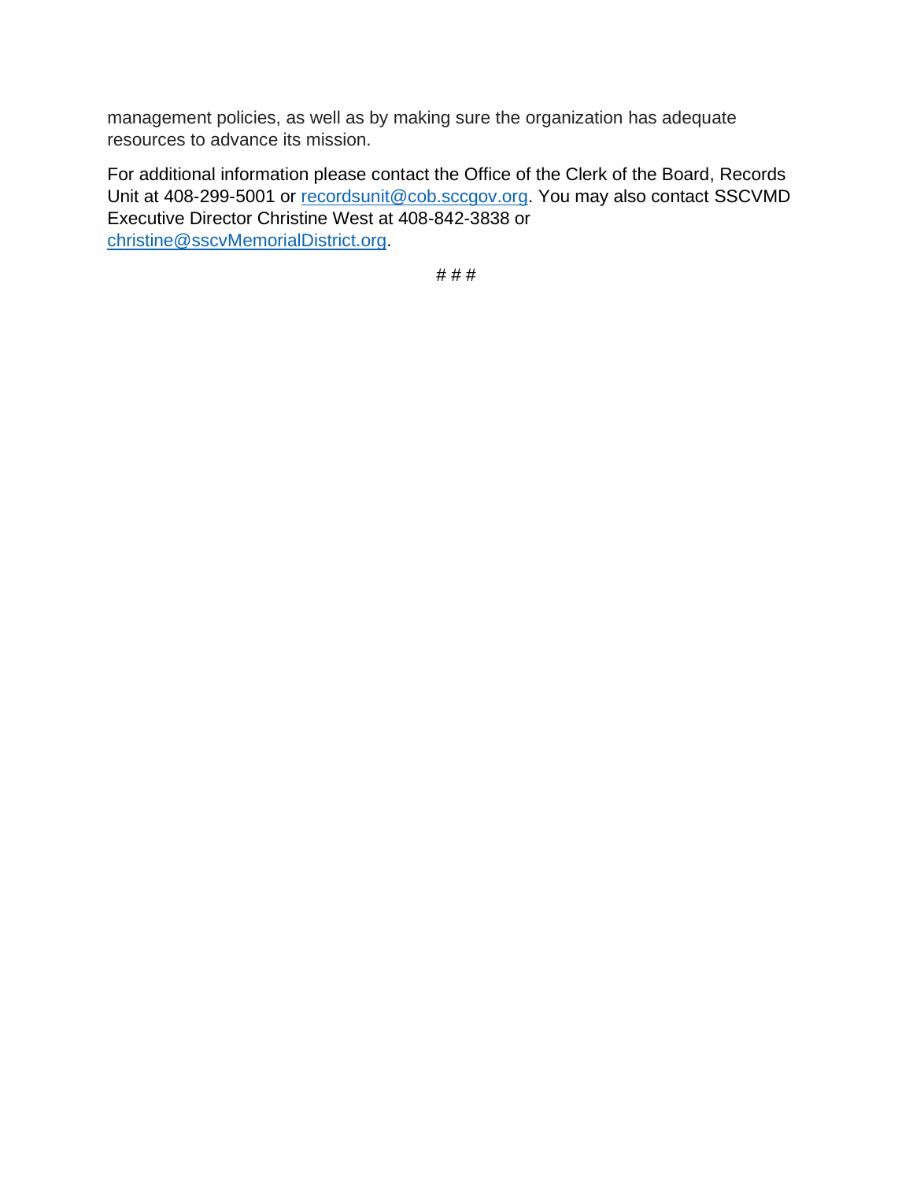management policies, as well as by making sure the organization has adequate resources to advance its mission.

For additional information please contact the Office of the Clerk of the Board, Records Unit at 408-299-5001 or recordsunit@cob.sccgov.org. You may also contact SSCVMD Executive Director Christine West at 408-842-3838 or christine@sscvMemorialDistrict.org.

# # #